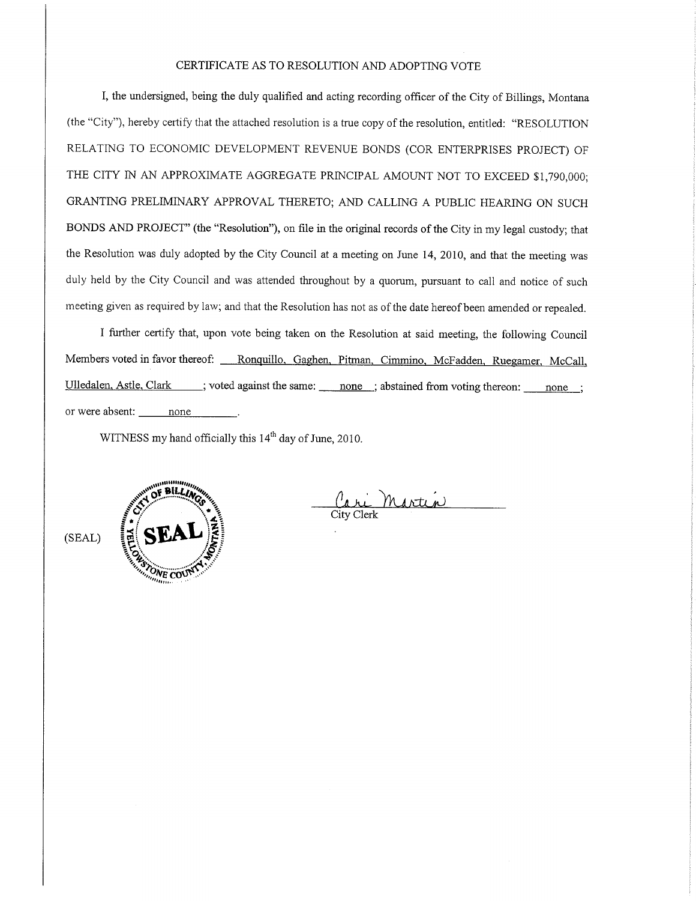# CERTIFICATE AS TO RESOLUTION AND ADOPTING VOTE

I, the undersigned, being the duly qualified and acting recording officer of the City of Billings, Montana (the "City"), hereby certify that the attached resolution is a true copy of the resolution, entitled: "RESOLUTION RELATING TO ECONOMIC DEVELOPMENT REVENUE BONDS (COR ENTERPRISES PROJECT) OF THE CITY IN AN APPROXIMATE AGGREGATE PRINCIPAL AMOUNT NOT TO EXCEED $1,790,000; GRANTING PRELIMINARY APPROVAL THERETO; AND CALLING A PUBLIC HEARING ON SUCH BONDS AND PROJECT" (the "Resolution"), on file in the original records of the City in my legal custody; that the Resolution was duly adopted by the City Council at a meeting on June 14, 2010, and that the meeting was duly held by the City Council and was attended throughout by a quorum, pursuant to call and notice of such meeting given as required by law; and that the Resolution has not as of the date hereof been amended or repealed.

I further certify that, upon vote being taken on the Resolution at said meeting, the following Council Members voted in favor thereof: Ronquillo, Gaghen, Pitman, Cimmino, McFadden, Ruegamer, McCall, Ulledalen, Astle, Clark ; voted against the same: none ; abstained from voting thereon: none ; or were absent: none .

WITNESS my hand officially this 14th day of June, 2010.

(SEAL)

City of Billings, Yellowstone County, Montana — SEAL

Cari Martin
City Clerk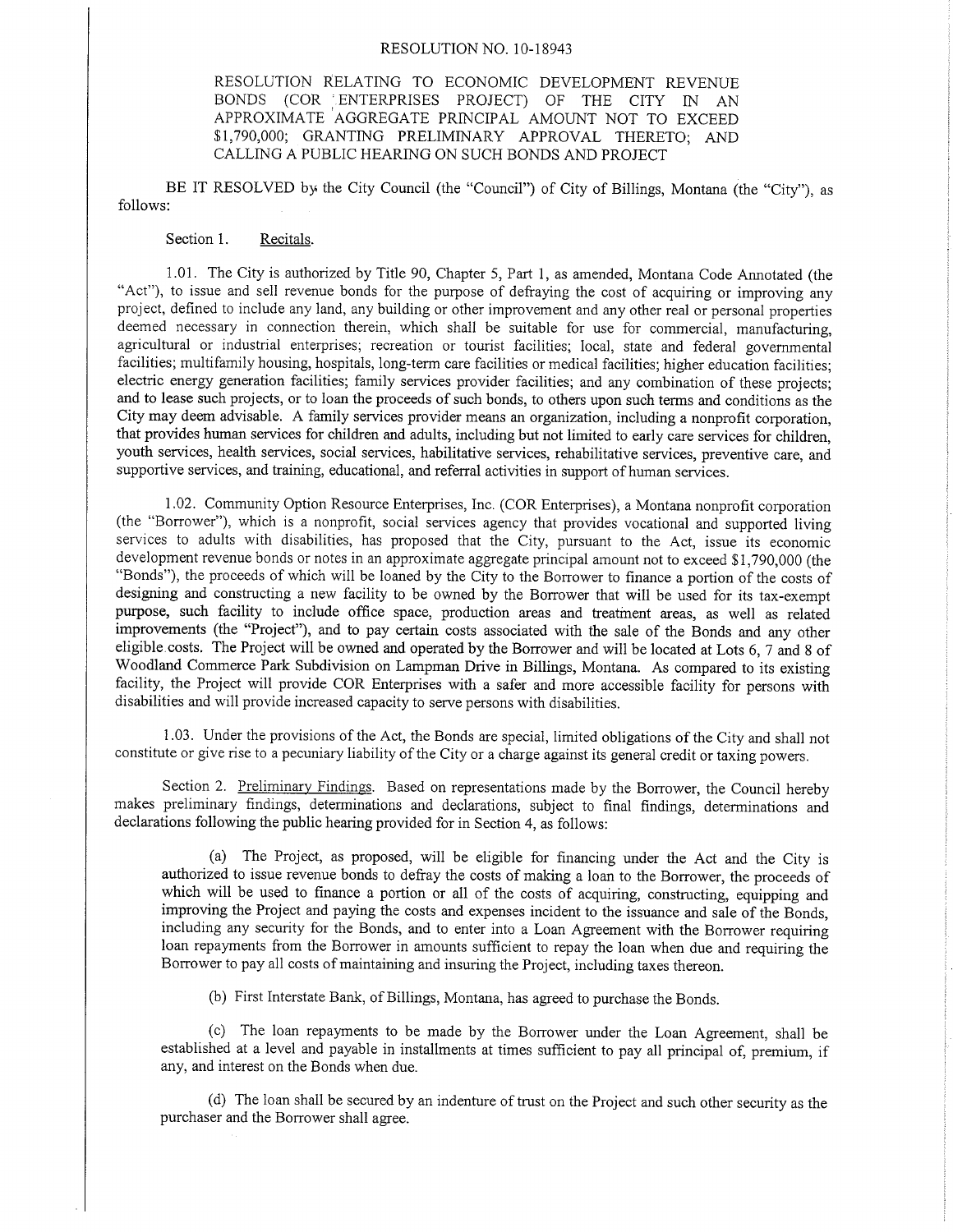RESOLUTION NO. 10-18943

RESOLUTION RELATING TO ECONOMIC DEVELOPMENT REVENUE BONDS (COR ENTERPRISES PROJECT) OF THE CITY IN AN APPROXIMATE AGGREGATE PRINCIPAL AMOUNT NOT TO EXCEED $1,790,000; GRANTING PRELIMINARY APPROVAL THERETO; AND CALLING A PUBLIC HEARING ON SUCH BONDS AND PROJECT

BE IT RESOLVED by the City Council (the "Council") of City of Billings, Montana (the "City"), as follows:

Section 1. Recitals.

1.01. The City is authorized by Title 90, Chapter 5, Part 1, as amended, Montana Code Annotated (the "Act"), to issue and sell revenue bonds for the purpose of defraying the cost of acquiring or improving any project, defined to include any land, any building or other improvement and any other real or personal properties deemed necessary in connection therein, which shall be suitable for use for commercial, manufacturing, agricultural or industrial enterprises; recreation or tourist facilities; local, state and federal governmental facilities; multifamily housing, hospitals, long-term care facilities or medical facilities; higher education facilities; electric energy generation facilities; family services provider facilities; and any combination of these projects; and to lease such projects, or to loan the proceeds of such bonds, to others upon such terms and conditions as the City may deem advisable. A family services provider means an organization, including a nonprofit corporation, that provides human services for children and adults, including but not limited to early care services for children, youth services, health services, social services, habilitative services, rehabilitative services, preventive care, and supportive services, and training, educational, and referral activities in support of human services.

1.02. Community Option Resource Enterprises, Inc. (COR Enterprises), a Montana nonprofit corporation (the "Borrower"), which is a nonprofit, social services agency that provides vocational and supported living services to adults with disabilities, has proposed that the City, pursuant to the Act, issue its economic development revenue bonds or notes in an approximate aggregate principal amount not to exceed $1,790,000 (the "Bonds"), the proceeds of which will be loaned by the City to the Borrower to finance a portion of the costs of designing and constructing a new facility to be owned by the Borrower that will be used for its tax-exempt purpose, such facility to include office space, production areas and treatment areas, as well as related improvements (the "Project"), and to pay certain costs associated with the sale of the Bonds and any other eligible costs. The Project will be owned and operated by the Borrower and will be located at Lots 6, 7 and 8 of Woodland Commerce Park Subdivision on Lampman Drive in Billings, Montana. As compared to its existing facility, the Project will provide COR Enterprises with a safer and more accessible facility for persons with disabilities and will provide increased capacity to serve persons with disabilities.

1.03. Under the provisions of the Act, the Bonds are special, limited obligations of the City and shall not constitute or give rise to a pecuniary liability of the City or a charge against its general credit or taxing powers.

Section 2. Preliminary Findings. Based on representations made by the Borrower, the Council hereby makes preliminary findings, determinations and declarations, subject to final findings, determinations and declarations following the public hearing provided for in Section 4, as follows:

(a) The Project, as proposed, will be eligible for financing under the Act and the City is authorized to issue revenue bonds to defray the costs of making a loan to the Borrower, the proceeds of which will be used to finance a portion or all of the costs of acquiring, constructing, equipping and improving the Project and paying the costs and expenses incident to the issuance and sale of the Bonds, including any security for the Bonds, and to enter into a Loan Agreement with the Borrower requiring loan repayments from the Borrower in amounts sufficient to repay the loan when due and requiring the Borrower to pay all costs of maintaining and insuring the Project, including taxes thereon.

(b) First Interstate Bank, of Billings, Montana, has agreed to purchase the Bonds.

(c) The loan repayments to be made by the Borrower under the Loan Agreement, shall be established at a level and payable in installments at times sufficient to pay all principal of, premium, if any, and interest on the Bonds when due.

(d) The loan shall be secured by an indenture of trust on the Project and such other security as the purchaser and the Borrower shall agree.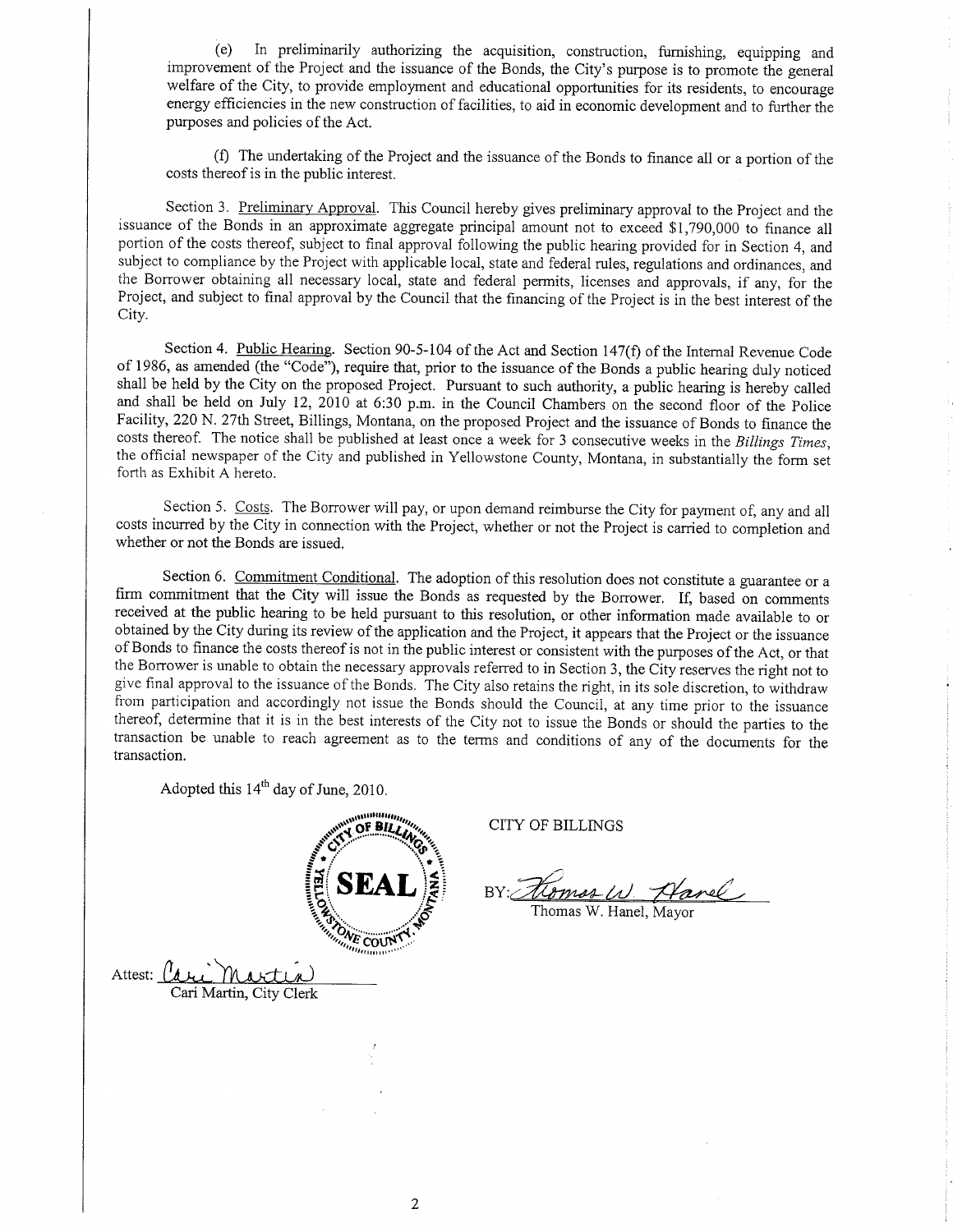(e) In preliminarily authorizing the acquisition, construction, furnishing, equipping and improvement of the Project and the issuance of the Bonds, the City's purpose is to promote the general welfare of the City, to provide employment and educational opportunities for its residents, to encourage energy efficiencies in the new construction of facilities, to aid in economic development and to further the purposes and policies of the Act.

(f) The undertaking of the Project and the issuance of the Bonds to finance all or a portion of the costs thereof is in the public interest.

Section 3. Preliminary Approval. This Council hereby gives preliminary approval to the Project and the issuance of the Bonds in an approximate aggregate principal amount not to exceed $1,790,000 to finance all portion of the costs thereof, subject to final approval following the public hearing provided for in Section 4, and subject to compliance by the Project with applicable local, state and federal rules, regulations and ordinances, and the Borrower obtaining all necessary local, state and federal permits, licenses and approvals, if any, for the Project, and subject to final approval by the Council that the financing of the Project is in the best interest of the City.

Section 4. Public Hearing. Section 90-5-104 of the Act and Section 147(f) of the Internal Revenue Code of 1986, as amended (the "Code"), require that, prior to the issuance of the Bonds a public hearing duly noticed shall be held by the City on the proposed Project. Pursuant to such authority, a public hearing is hereby called and shall be held on July 12, 2010 at 6:30 p.m. in the Council Chambers on the second floor of the Police Facility, 220 N. 27th Street, Billings, Montana, on the proposed Project and the issuance of Bonds to finance the costs thereof. The notice shall be published at least once a week for 3 consecutive weeks in the *Billings Times*, the official newspaper of the City and published in Yellowstone County, Montana, in substantially the form set forth as Exhibit A hereto.

Section 5. Costs. The Borrower will pay, or upon demand reimburse the City for payment of, any and all costs incurred by the City in connection with the Project, whether or not the Project is carried to completion and whether or not the Bonds are issued.

Section 6. Commitment Conditional. The adoption of this resolution does not constitute a guarantee or a firm commitment that the City will issue the Bonds as requested by the Borrower. If, based on comments received at the public hearing to be held pursuant to this resolution, or other information made available to or obtained by the City during its review of the application and the Project, it appears that the Project or the issuance of Bonds to finance the costs thereof is not in the public interest or consistent with the purposes of the Act, or that the Borrower is unable to obtain the necessary approvals referred to in Section 3, the City reserves the right not to give final approval to the issuance of the Bonds. The City also retains the right, in its sole discretion, to withdraw from participation and accordingly not issue the Bonds should the Council, at any time prior to the issuance thereof, determine that it is in the best interests of the City not to issue the Bonds or should the parties to the transaction be unable to reach agreement as to the terms and conditions of any of the documents for the transaction.

Adopted this 14th day of June, 2010.

SEAL — CITY OF BILLINGS, YELLOWSTONE COUNTY, MONTANA

CITY OF BILLINGS

BY: *Thomas W. Hanel*
Thomas W. Hanel, Mayor

Attest: *Cari Martin*
Cari Martin, City Clerk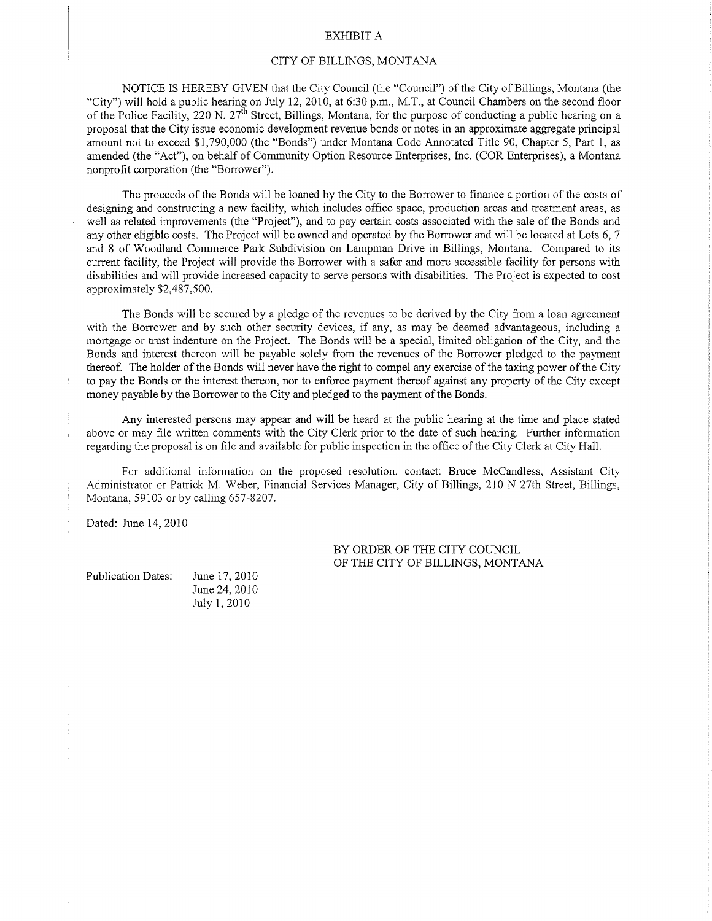# EXHIBIT A

## CITY OF BILLINGS, MONTANA

NOTICE IS HEREBY GIVEN that the City Council (the "Council") of the City of Billings, Montana (the "City") will hold a public hearing on July 12, 2010, at 6:30 p.m., M.T., at Council Chambers on the second floor of the Police Facility, 220 N. 27th Street, Billings, Montana, for the purpose of conducting a public hearing on a proposal that the City issue economic development revenue bonds or notes in an approximate aggregate principal amount not to exceed $1,790,000 (the "Bonds") under Montana Code Annotated Title 90, Chapter 5, Part 1, as amended (the "Act"), on behalf of Community Option Resource Enterprises, Inc. (COR Enterprises), a Montana nonprofit corporation (the "Borrower").

The proceeds of the Bonds will be loaned by the City to the Borrower to finance a portion of the costs of designing and constructing a new facility, which includes office space, production areas and treatment areas, as well as related improvements (the "Project"), and to pay certain costs associated with the sale of the Bonds and any other eligible costs. The Project will be owned and operated by the Borrower and will be located at Lots 6, 7 and 8 of Woodland Commerce Park Subdivision on Lampman Drive in Billings, Montana. Compared to its current facility, the Project will provide the Borrower with a safer and more accessible facility for persons with disabilities and will provide increased capacity to serve persons with disabilities. The Project is expected to cost approximately $2,487,500.

The Bonds will be secured by a pledge of the revenues to be derived by the City from a loan agreement with the Borrower and by such other security devices, if any, as may be deemed advantageous, including a mortgage or trust indenture on the Project. The Bonds will be a special, limited obligation of the City, and the Bonds and interest thereon will be payable solely from the revenues of the Borrower pledged to the payment thereof. The holder of the Bonds will never have the right to compel any exercise of the taxing power of the City to pay the Bonds or the interest thereon, nor to enforce payment thereof against any property of the City except money payable by the Borrower to the City and pledged to the payment of the Bonds.

Any interested persons may appear and will be heard at the public hearing at the time and place stated above or may file written comments with the City Clerk prior to the date of such hearing. Further information regarding the proposal is on file and available for public inspection in the office of the City Clerk at City Hall.

For additional information on the proposed resolution, contact: Bruce McCandless, Assistant City Administrator or Patrick M. Weber, Financial Services Manager, City of Billings, 210 N 27th Street, Billings, Montana, 59103 or by calling 657-8207.

Dated: June 14, 2010

BY ORDER OF THE CITY COUNCIL
OF THE CITY OF BILLINGS, MONTANA

Publication Dates: June 17, 2010
June 24, 2010
July 1, 2010